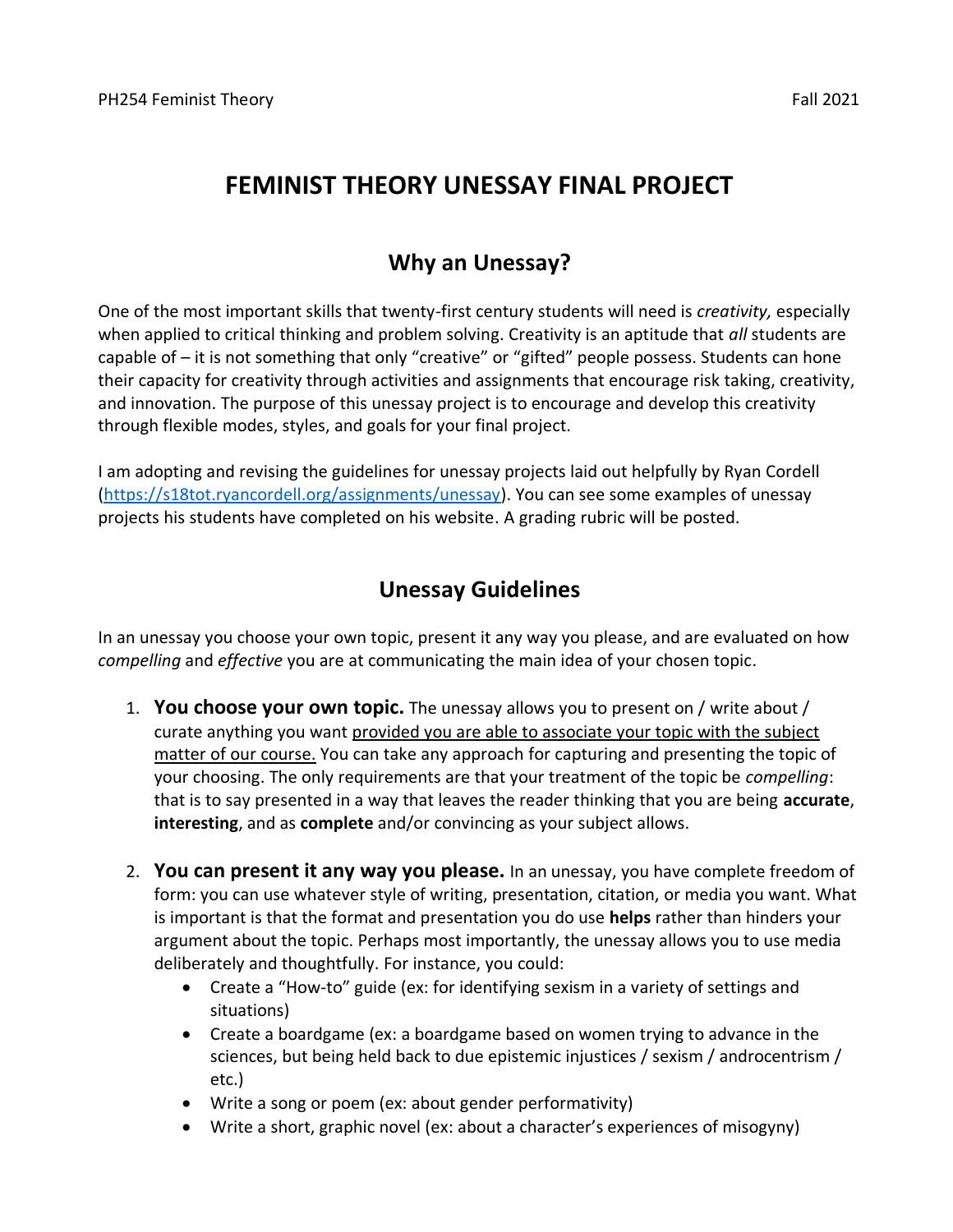# FEMINIST THEORY UNESSAY FINAL PROJECT

## Why an Unessay?

One of the most important skills that twenty-first century students will need is *creativity,* especially when applied to critical thinking and problem solving. Creativity is an aptitude that *all* students are capable of – it is not something that only "creative" or "gifted" people possess. Students can hone their capacity for creativity through activities and assignments that encourage risk taking, creativity, and innovation. The purpose of this unessay project is to encourage and develop this creativity through flexible modes, styles, and goals for your final project.

I am adopting and revising the guidelines for unessay projects laid out helpfully by Ryan Cordell ([https://s18tot.ryancordell.org/assignments/unessay](https://s18tot.ryancordell.org/assignments/unessay)). You can see some examples of unessay projects his students have completed on his website. A grading rubric will be posted.

## Unessay Guidelines

In an unessay you choose your own topic, present it any way you please, and are evaluated on how *compelling* and *effective* you are at communicating the main idea of your chosen topic.

1. **You choose your own topic.** The unessay allows you to present on / write about / curate anything you want <u>provided you are able to associate your topic with the subject matter of our course.</u> You can take any approach for capturing and presenting the topic of your choosing. The only requirements are that your treatment of the topic be *compelling*: that is to say presented in a way that leaves the reader thinking that you are being **accurate**, **interesting**, and as **complete** and/or convincing as your subject allows.

2. **You can present it any way you please.** In an unessay, you have complete freedom of form: you can use whatever style of writing, presentation, citation, or media you want. What is important is that the format and presentation you do use **helps** rather than hinders your argument about the topic. Perhaps most importantly, the unessay allows you to use media deliberately and thoughtfully. For instance, you could:
   - Create a "How-to" guide (ex: for identifying sexism in a variety of settings and situations)
   - Create a boardgame (ex: a boardgame based on women trying to advance in the sciences, but being held back to due epistemic injustices / sexism / androcentrism / etc.)
   - Write a song or poem (ex: about gender performativity)
   - Write a short, graphic novel (ex: about a character's experiences of misogyny)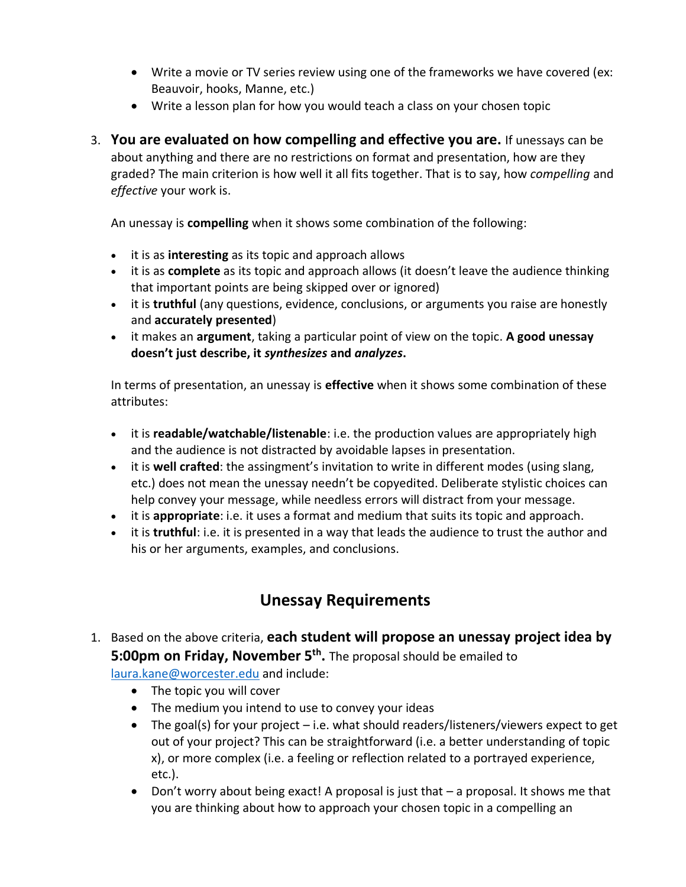- Write a movie or TV series review using one of the frameworks we have covered (ex: Beauvoir, hooks, Manne, etc.)
- Write a lesson plan for how you would teach a class on your chosen topic

3. **You are evaluated on how compelling and effective you are.** If unessays can be about anything and there are no restrictions on format and presentation, how are they graded? The main criterion is how well it all fits together. That is to say, how *compelling* and *effective* your work is.

   An unessay is **compelling** when it shows some combination of the following:

   - it is as **interesting** as its topic and approach allows
   - it is as **complete** as its topic and approach allows (it doesn't leave the audience thinking that important points are being skipped over or ignored)
   - it is **truthful** (any questions, evidence, conclusions, or arguments you raise are honestly and **accurately presented**)
   - it makes an **argument**, taking a particular point of view on the topic. **A good unessay doesn't just describe, it *synthesizes* and *analyzes*.**

   In terms of presentation, an unessay is **effective** when it shows some combination of these attributes:

   - it is **readable/watchable/listenable**: i.e. the production values are appropriately high and the audience is not distracted by avoidable lapses in presentation.
   - it is **well crafted**: the assingment's invitation to write in different modes (using slang, etc.) does not mean the unessay needn't be copyedited. Deliberate stylistic choices can help convey your message, while needless errors will distract from your message.
   - it is **appropriate**: i.e. it uses a format and medium that suits its topic and approach.
   - it is **truthful**: i.e. it is presented in a way that leads the audience to trust the author and his or her arguments, examples, and conclusions.

## Unessay Requirements

1. Based on the above criteria, **each student will propose an unessay project idea by 5:00pm on Friday, November 5th.** The proposal should be emailed to laura.kane@worcester.edu and include:
   - The topic you will cover
   - The medium you intend to use to convey your ideas
   - The goal(s) for your project – i.e. what should readers/listeners/viewers expect to get out of your project? This can be straightforward (i.e. a better understanding of topic x), or more complex (i.e. a feeling or reflection related to a portrayed experience, etc.).
   - Don't worry about being exact! A proposal is just that – a proposal. It shows me that you are thinking about how to approach your chosen topic in a compelling an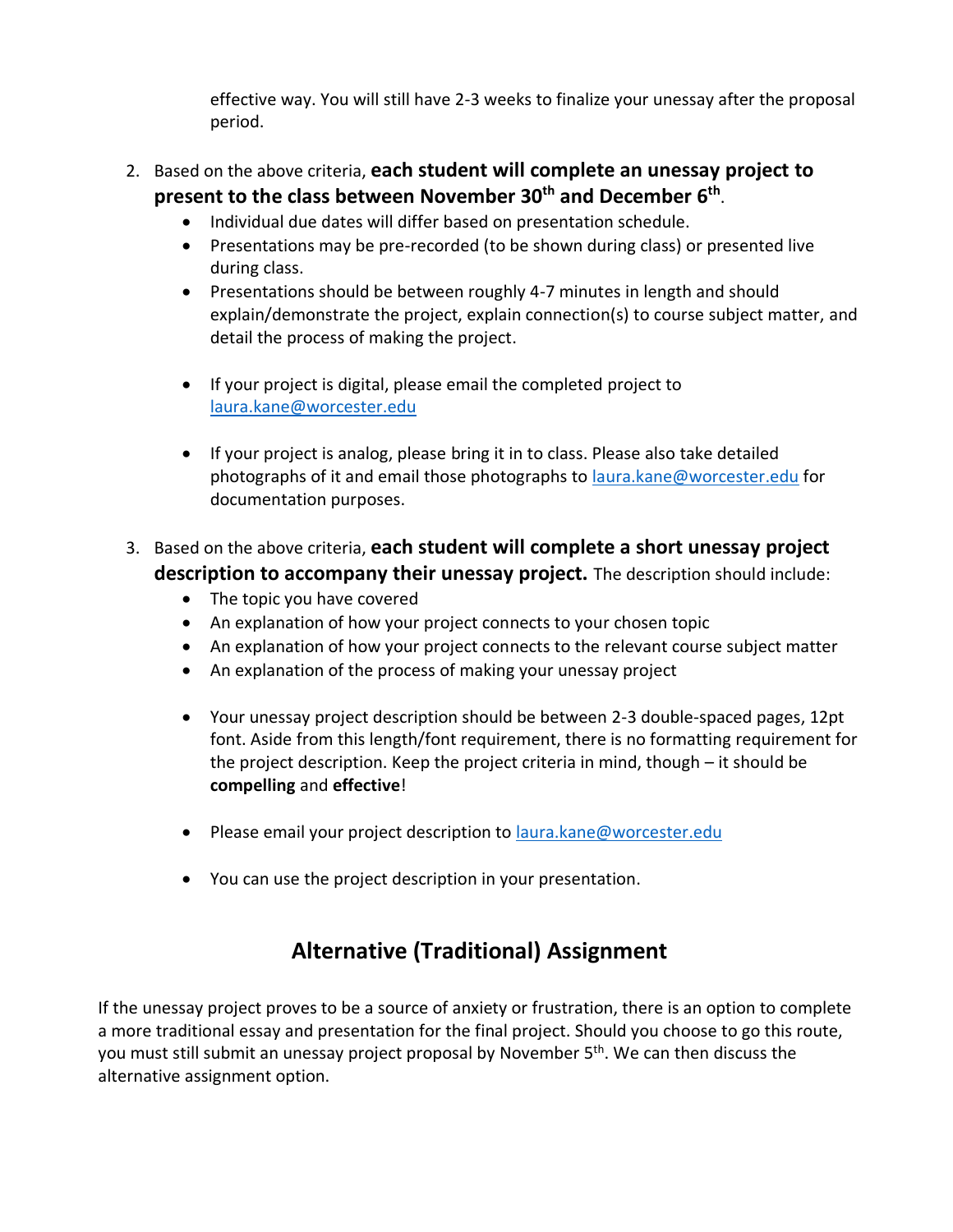effective way. You will still have 2-3 weeks to finalize your unessay after the proposal period.

2. Based on the above criteria, **each student will complete an unessay project to present to the class between November 30th and December 6th**.
   - Individual due dates will differ based on presentation schedule.
   - Presentations may be pre-recorded (to be shown during class) or presented live during class.
   - Presentations should be between roughly 4-7 minutes in length and should explain/demonstrate the project, explain connection(s) to course subject matter, and detail the process of making the project.
   - If your project is digital, please email the completed project to laura.kane@worcester.edu
   - If your project is analog, please bring it in to class. Please also take detailed photographs of it and email those photographs to laura.kane@worcester.edu for documentation purposes.

3. Based on the above criteria, **each student will complete a short unessay project description to accompany their unessay project.** The description should include:
   - The topic you have covered
   - An explanation of how your project connects to your chosen topic
   - An explanation of how your project connects to the relevant course subject matter
   - An explanation of the process of making your unessay project
   - Your unessay project description should be between 2-3 double-spaced pages, 12pt font. Aside from this length/font requirement, there is no formatting requirement for the project description. Keep the project criteria in mind, though – it should be **compelling** and **effective**!
   - Please email your project description to laura.kane@worcester.edu
   - You can use the project description in your presentation.

## Alternative (Traditional) Assignment

If the unessay project proves to be a source of anxiety or frustration, there is an option to complete a more traditional essay and presentation for the final project. Should you choose to go this route, you must still submit an unessay project proposal by November 5th. We can then discuss the alternative assignment option.